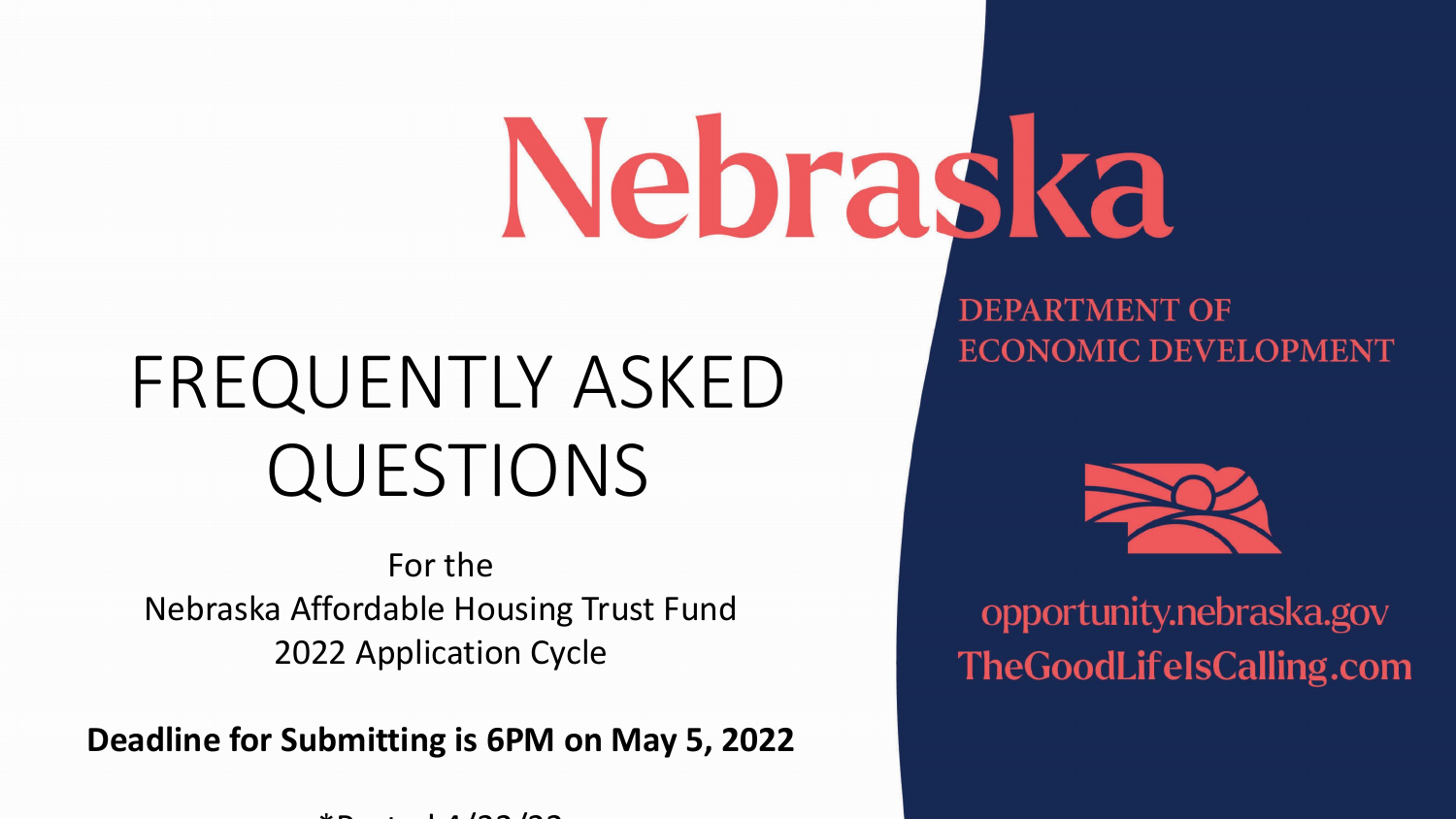# Nebraska

DEPARTMENT OF ECONOMIC DEVELOPMENT

# FREQUENTLY ASKED QUESTIONS

For the
Nebraska Affordable Housing Trust Fund
2022 Application Cycle

**Deadline for Submitting is 6PM on May 5, 2022**

opportunity.nebraska.gov
TheGoodLifeIsCalling.com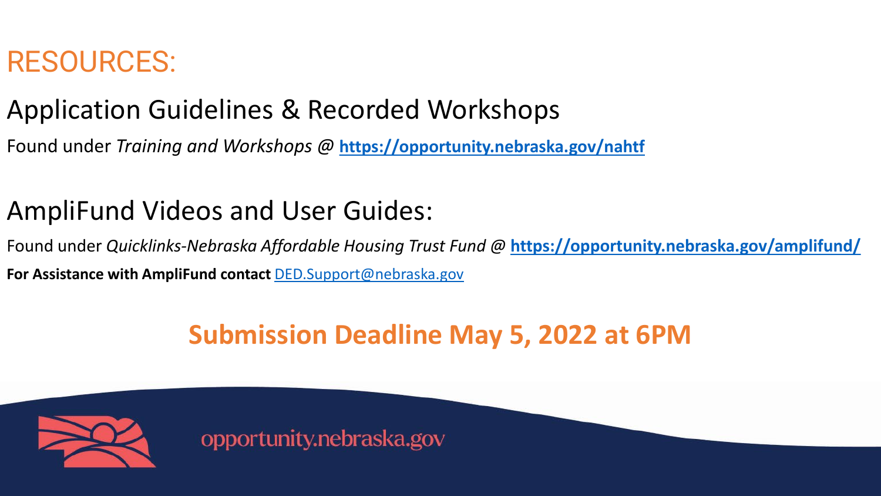# RESOURCES:

## Application Guidelines & Recorded Workshops

Found under *Training and Workshops* @ **https://opportunity.nebraska.gov/nahtf**

## AmpliFund Videos and User Guides:

Found under *Quicklinks-Nebraska Affordable Housing Trust Fund* @ **https://opportunity.nebraska.gov/amplifund/**

**For Assistance with AmpliFund contact** DED.Support@nebraska.gov

**Submission Deadline May 5, 2022 at 6PM**

opportunity.nebraska.gov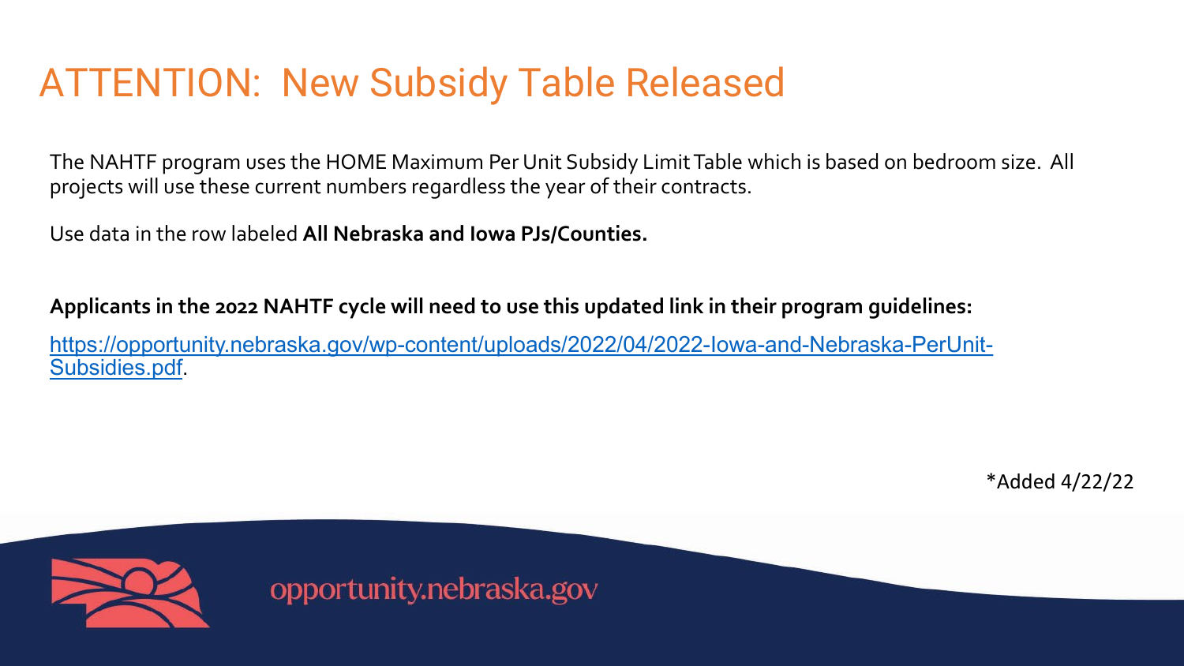# ATTENTION: New Subsidy Table Released

The NAHTF program uses the HOME Maximum Per Unit Subsidy Limit Table which is based on bedroom size. All projects will use these current numbers regardless the year of their contracts.

Use data in the row labeled **All Nebraska and Iowa PJs/Counties.**

**Applicants in the 2022 NAHTF cycle will need to use this updated link in their program guidelines:**

[https://opportunity.nebraska.gov/wp-content/uploads/2022/04/2022-Iowa-and-Nebraska-PerUnit-Subsidies.pdf](https://opportunity.nebraska.gov/wp-content/uploads/2022/04/2022-Iowa-and-Nebraska-PerUnit-Subsidies.pdf).

*Added 4/22/22

opportunity.nebraska.gov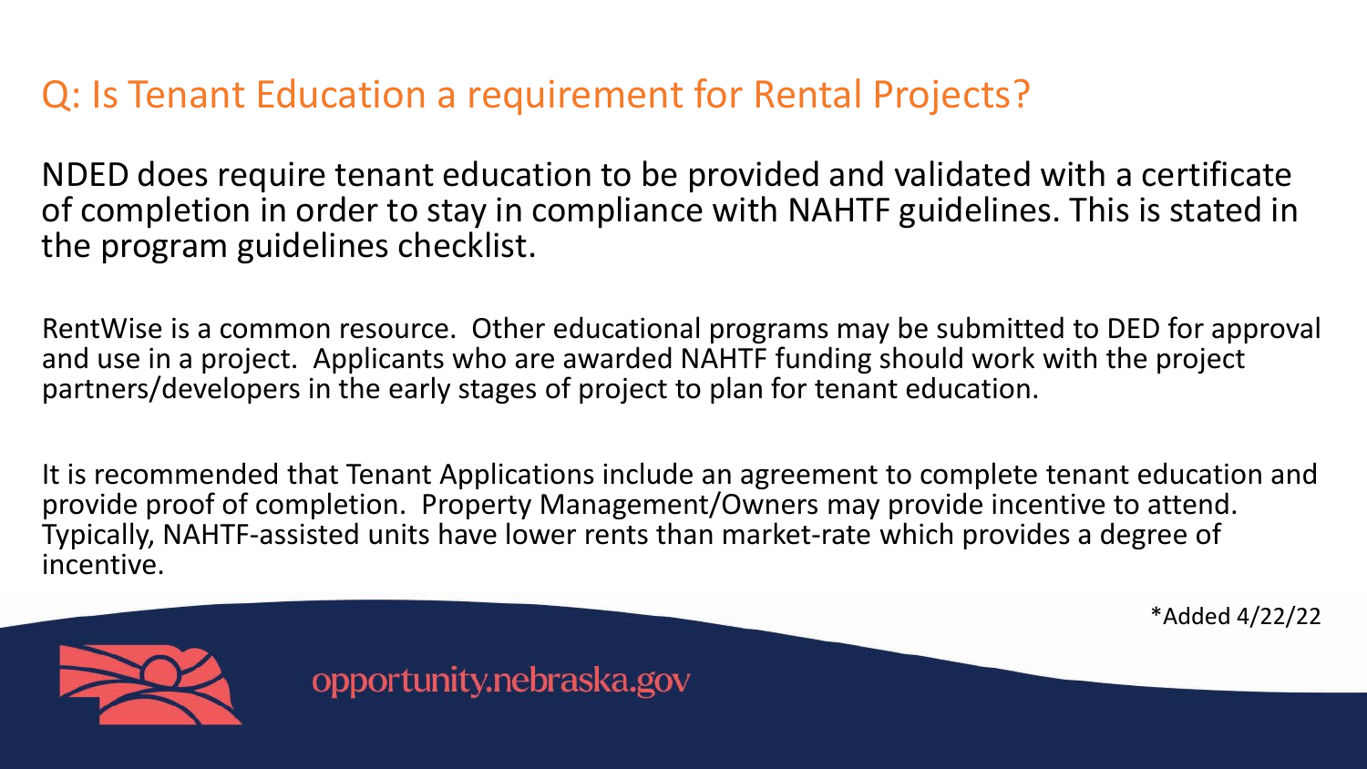## Q: Is Tenant Education a requirement for Rental Projects?

NDED does require tenant education to be provided and validated with a certificate of completion in order to stay in compliance with NAHTF guidelines. This is stated in the program guidelines checklist.

RentWise is a common resource. Other educational programs may be submitted to DED for approval and use in a project. Applicants who are awarded NAHTF funding should work with the project partners/developers in the early stages of project to plan for tenant education.

It is recommended that Tenant Applications include an agreement to complete tenant education and provide proof of completion. Property Management/Owners may provide incentive to attend. Typically, NAHTF-assisted units have lower rents than market-rate which provides a degree of incentive.

*Added 4/22/22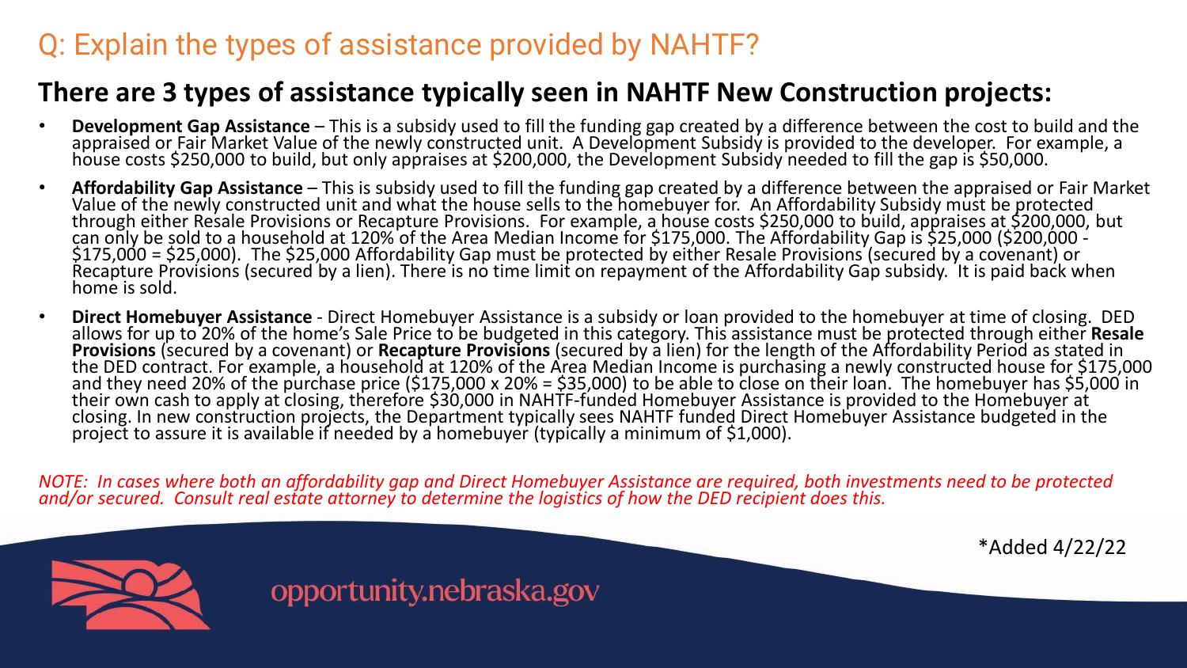# Q: Explain the types of assistance provided by NAHTF?

## There are 3 types of assistance typically seen in NAHTF New Construction projects:

- **Development Gap Assistance** – This is a subsidy used to fill the funding gap created by a difference between the cost to build and the appraised or Fair Market Value of the newly constructed unit. A Development Subsidy is provided to the developer. For example, a house costs $250,000 to build, but only appraises at $200,000, the Development Subsidy needed to fill the gap is $50,000.
- **Affordability Gap Assistance** – This is subsidy used to fill the funding gap created by a difference between the appraised or Fair Market Value of the newly constructed unit and what the house sells to the homebuyer for. An Affordability Subsidy must be protected through either Resale Provisions or Recapture Provisions. For example, a house costs $250,000 to build, appraises at $200,000, but can only be sold to a household at 120% of the Area Median Income for $175,000. The Affordability Gap is $25,000 ($200,000 - $175,000 = $25,000). The $25,000 Affordability Gap must be protected by either Resale Provisions (secured by a covenant) or Recapture Provisions (secured by a lien). There is no time limit on repayment of the Affordability Gap subsidy. It is paid back when home is sold.
- **Direct Homebuyer Assistance** - Direct Homebuyer Assistance is a subsidy or loan provided to the homebuyer at time of closing. DED allows for up to 20% of the home's Sale Price to be budgeted in this category. This assistance must be protected through either **Resale Provisions** (secured by a covenant) or **Recapture Provisions** (secured by a lien) for the length of the Affordability Period as stated in the DED contract. For example, a household at 120% of the Area Median Income is purchasing a newly constructed house for $175,000 and they need 20% of the purchase price ($175,000 x 20% = $35,000) to be able to close on their loan. The homebuyer has $5,000 in their own cash to apply at closing, therefore $30,000 in NAHTF-funded Homebuyer Assistance is provided to the Homebuyer at closing. In new construction projects, the Department typically sees NAHTF funded Direct Homebuyer Assistance budgeted in the project to assure it is available if needed by a homebuyer (typically a minimum of $1,000).

*NOTE: In cases where both an affordability gap and Direct Homebuyer Assistance are required, both investments need to be protected and/or secured. Consult real estate attorney to determine the logistics of how the DED recipient does this.*

*Added 4/22/22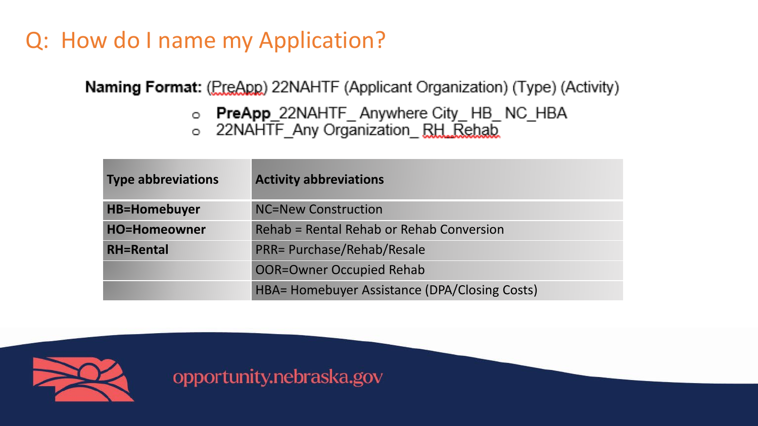# Q: How do I name my Application?

**Naming Format:** (PreApp) 22NAHTF (Applicant Organization) (Type) (Activity)

- **PreApp**_22NAHTF_ Anywhere City_ HB_ NC_HBA
- 22NAHTF_Any Organization_ RH_Rehab

| Type abbreviations | Activity abbreviations |
|---|---|
| **HB=Homebuyer** | NC=New Construction |
| **HO=Homeowner** | Rehab = Rental Rehab or Rehab Conversion |
| **RH=Rental** | PRR= Purchase/Rehab/Resale |
| | OOR=Owner Occupied Rehab |
| | HBA= Homebuyer Assistance (DPA/Closing Costs) |

opportunity.nebraska.gov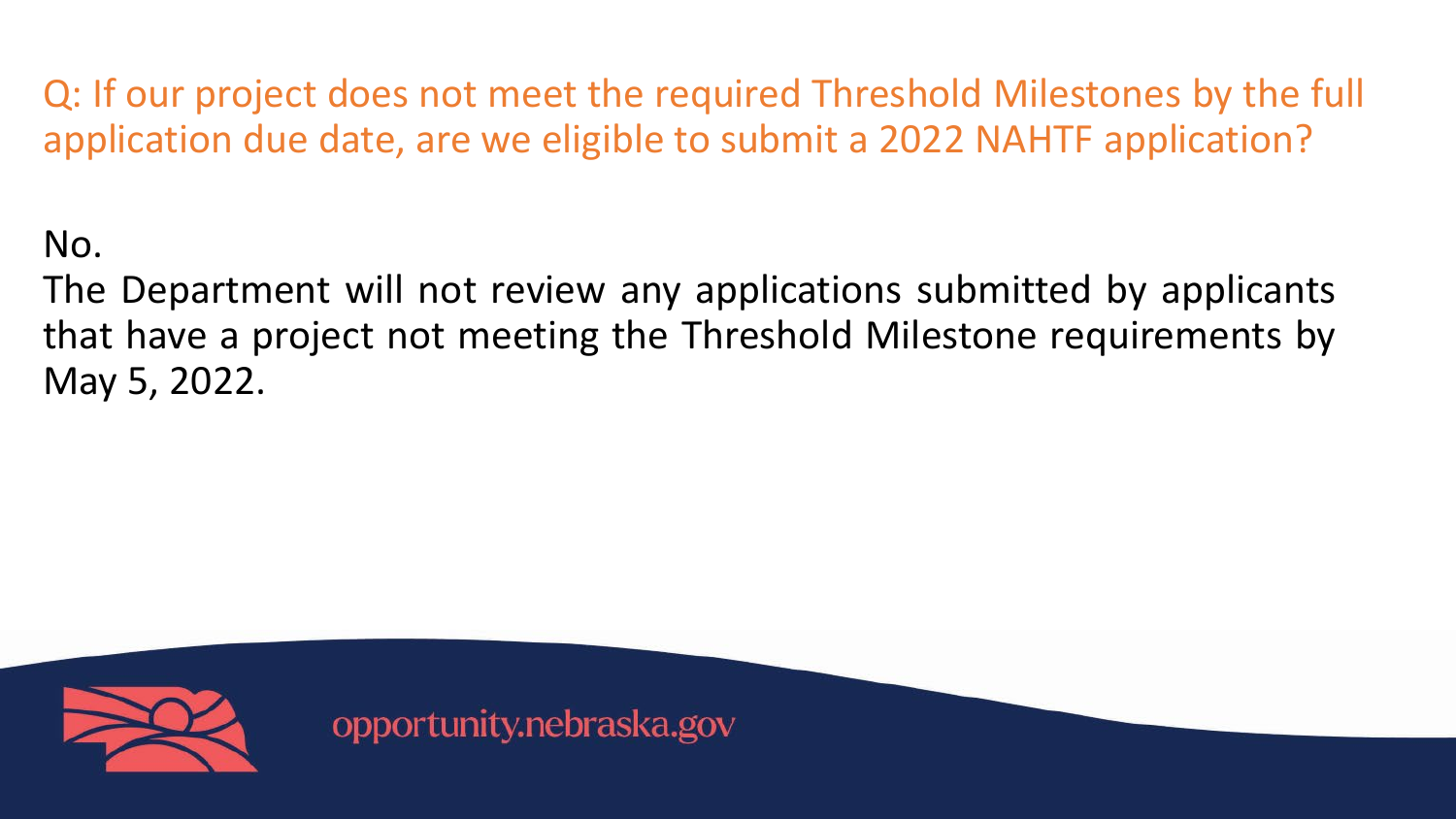## Q: If our project does not meet the required Threshold Milestones by the full application due date, are we eligible to submit a 2022 NAHTF application?

No.

The Department will not review any applications submitted by applicants that have a project not meeting the Threshold Milestone requirements by May 5, 2022.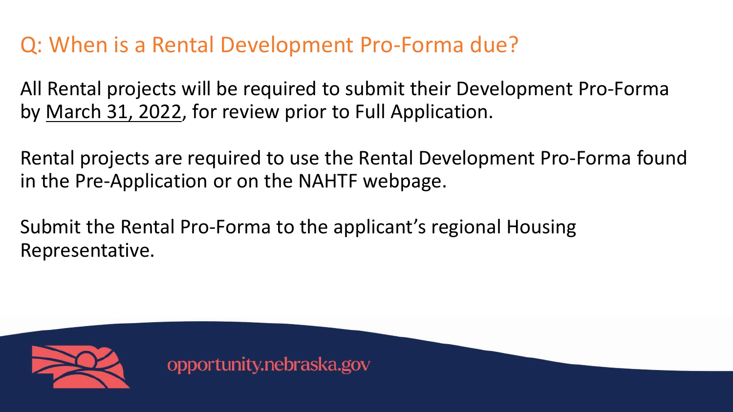## Q: When is a Rental Development Pro-Forma due?

All Rental projects will be required to submit their Development Pro-Forma by <u>March 31, 2022</u>, for review prior to Full Application.

Rental projects are required to use the Rental Development Pro-Forma found in the Pre-Application or on the NAHTF webpage.

Submit the Rental Pro-Forma to the applicant's regional Housing Representative.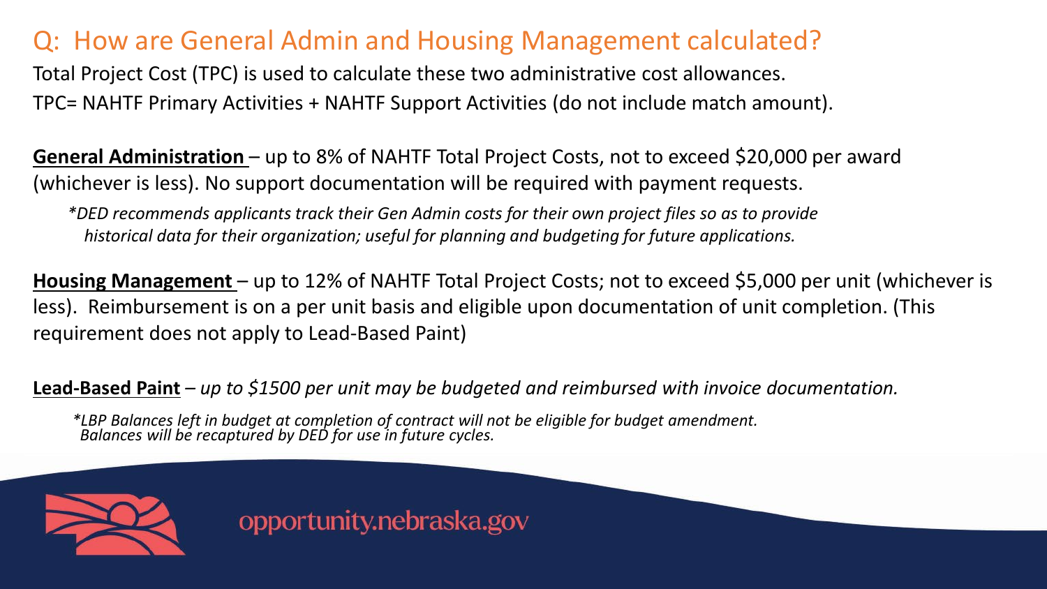## Q: How are General Admin and Housing Management calculated?

Total Project Cost (TPC) is used to calculate these two administrative cost allowances.
TPC= NAHTF Primary Activities + NAHTF Support Activities (do not include match amount).

**General Administration** – up to 8% of NAHTF Total Project Costs, not to exceed $20,000 per award (whichever is less). No support documentation will be required with payment requests.

*\*DED recommends applicants track their Gen Admin costs for their own project files so as to provide historical data for their organization; useful for planning and budgeting for future applications.*

**Housing Management** – up to 12% of NAHTF Total Project Costs; not to exceed $5,000 per unit (whichever is less). Reimbursement is on a per unit basis and eligible upon documentation of unit completion. (This requirement does not apply to Lead-Based Paint)

**Lead-Based Paint** – *up to $1500 per unit may be budgeted and reimbursed with invoice documentation.*

*\*LBP Balances left in budget at completion of contract will not be eligible for budget amendment. Balances will be recaptured by DED for use in future cycles.*

opportunity.nebraska.gov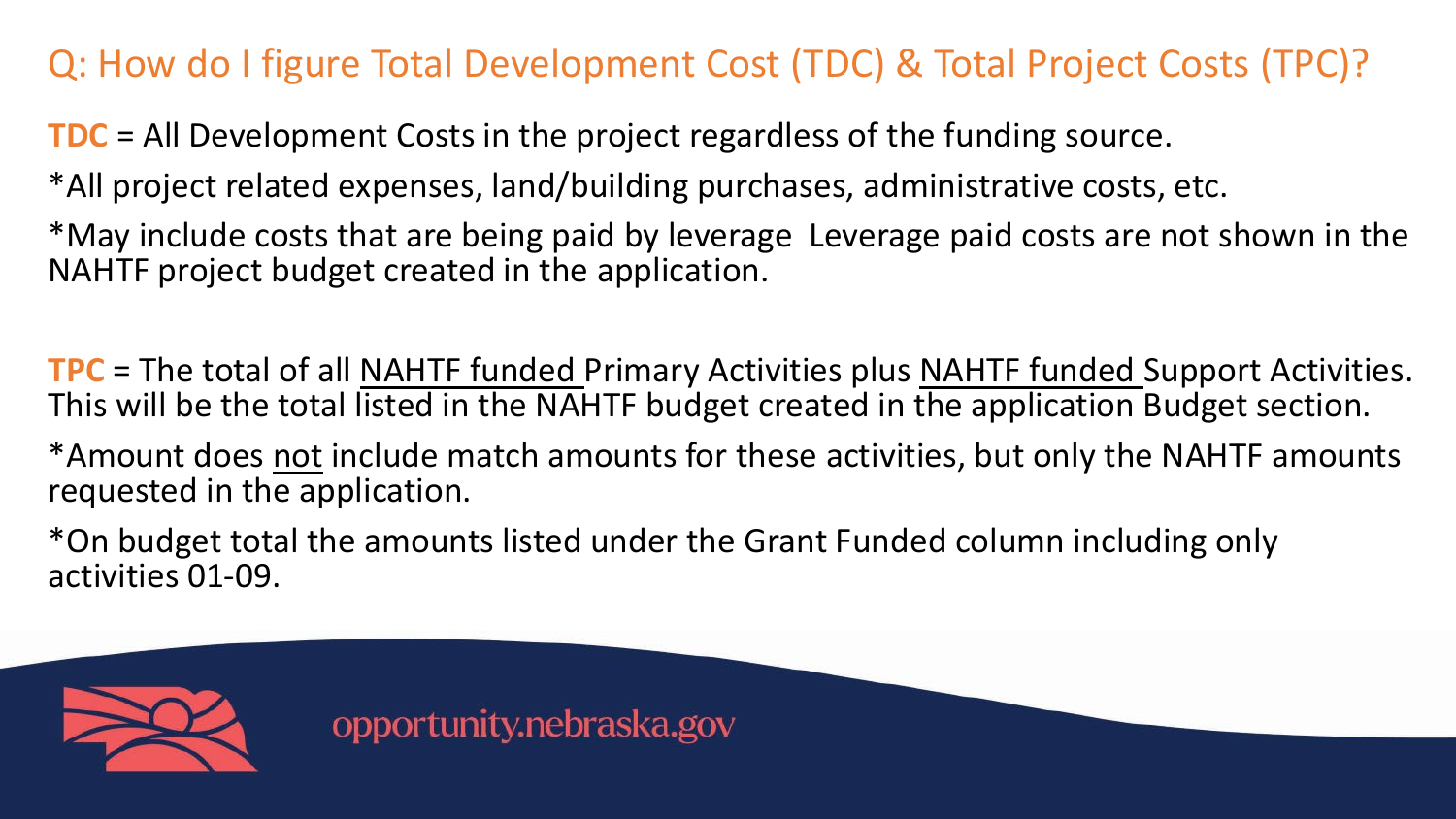## Q: How do I figure Total Development Cost (TDC) & Total Project Costs (TPC)?

**TDC** = All Development Costs in the project regardless of the funding source.

*All project related expenses, land/building purchases, administrative costs, etc.

*May include costs that are being paid by leverage Leverage paid costs are not shown in the NAHTF project budget created in the application.

**TPC** = The total of all NAHTF funded Primary Activities plus NAHTF funded Support Activities. This will be the total listed in the NAHTF budget created in the application Budget section.

*Amount does not include match amounts for these activities, but only the NAHTF amounts requested in the application.

*On budget total the amounts listed under the Grant Funded column including only activities 01-09.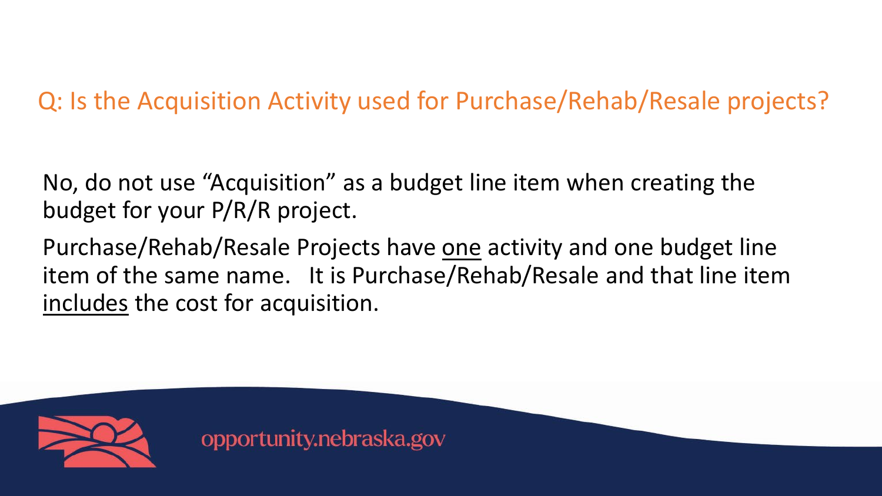## Q: Is the Acquisition Activity used for Purchase/Rehab/Resale projects?

No, do not use “Acquisition” as a budget line item when creating the budget for your P/R/R project.

Purchase/Rehab/Resale Projects have <u>one</u> activity and one budget line item of the same name. It is Purchase/Rehab/Resale and that line item <u>includes</u> the cost for acquisition.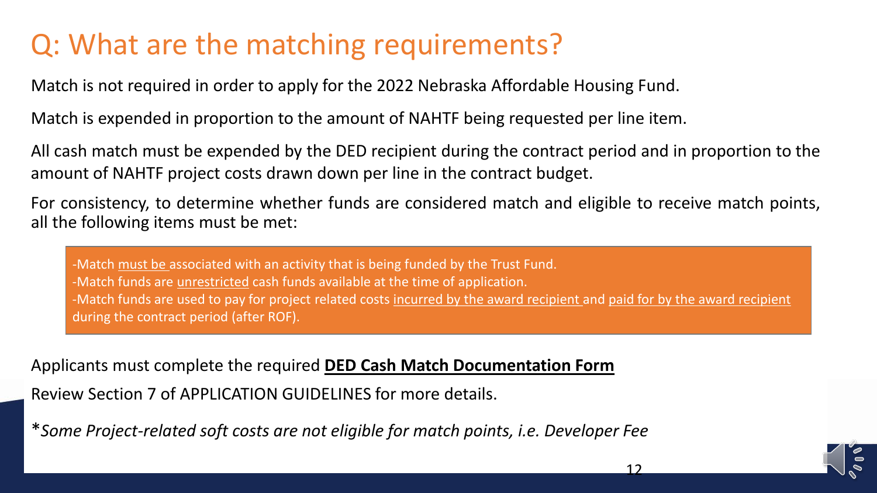# Q: What are the matching requirements?

Match is not required in order to apply for the 2022 Nebraska Affordable Housing Fund.

Match is expended in proportion to the amount of NAHTF being requested per line item.

All cash match must be expended by the DED recipient during the contract period and in proportion to the amount of NAHTF project costs drawn down per line in the contract budget.

For consistency, to determine whether funds are considered match and eligible to receive match points, all the following items must be met:

> -Match <u>must be</u> associated with an activity that is being funded by the Trust Fund.
> -Match funds are <u>unrestricted</u> cash funds available at the time of application.
> -Match funds are used to pay for project related costs <u>incurred by the award recipient</u> and <u>paid for by the award recipient</u> during the contract period (after ROF).

Applicants must complete the required **<u>DED Cash Match Documentation Form</u>**

Review Section 7 of APPLICATION GUIDELINES for more details.

*Some Project-related soft costs are not eligible for match points, i.e. Developer Fee*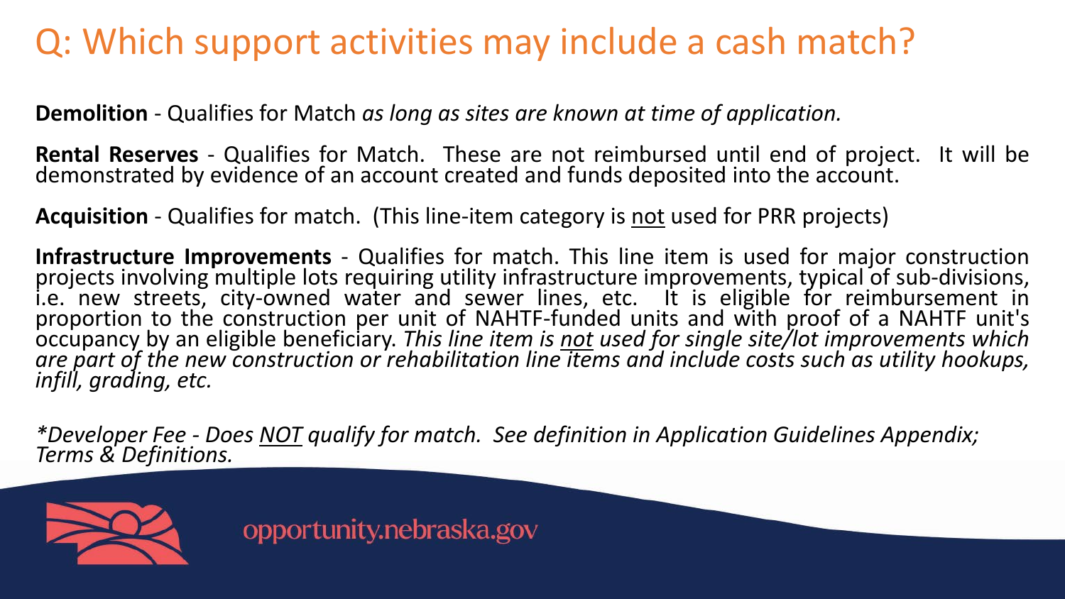# Q: Which support activities may include a cash match?

**Demolition** - Qualifies for Match *as long as sites are known at time of application.*

**Rental Reserves** - Qualifies for Match. These are not reimbursed until end of project. It will be demonstrated by evidence of an account created and funds deposited into the account.

**Acquisition** - Qualifies for match. (This line-item category is <u>not</u> used for PRR projects)

**Infrastructure Improvements** - Qualifies for match. This line item is used for major construction projects involving multiple lots requiring utility infrastructure improvements, typical of sub-divisions, i.e. new streets, city-owned water and sewer lines, etc. It is eligible for reimbursement in proportion to the construction per unit of NAHTF-funded units and with proof of a NAHTF unit's occupancy by an eligible beneficiary. *This line item is <u>not</u> used for single site/lot improvements which are part of the new construction or rehabilitation line items and include costs such as utility hookups, infill, grading, etc.*

**Developer Fee** - *Does <u>NOT</u> qualify for match. See definition in Application Guidelines Appendix; Terms & Definitions.*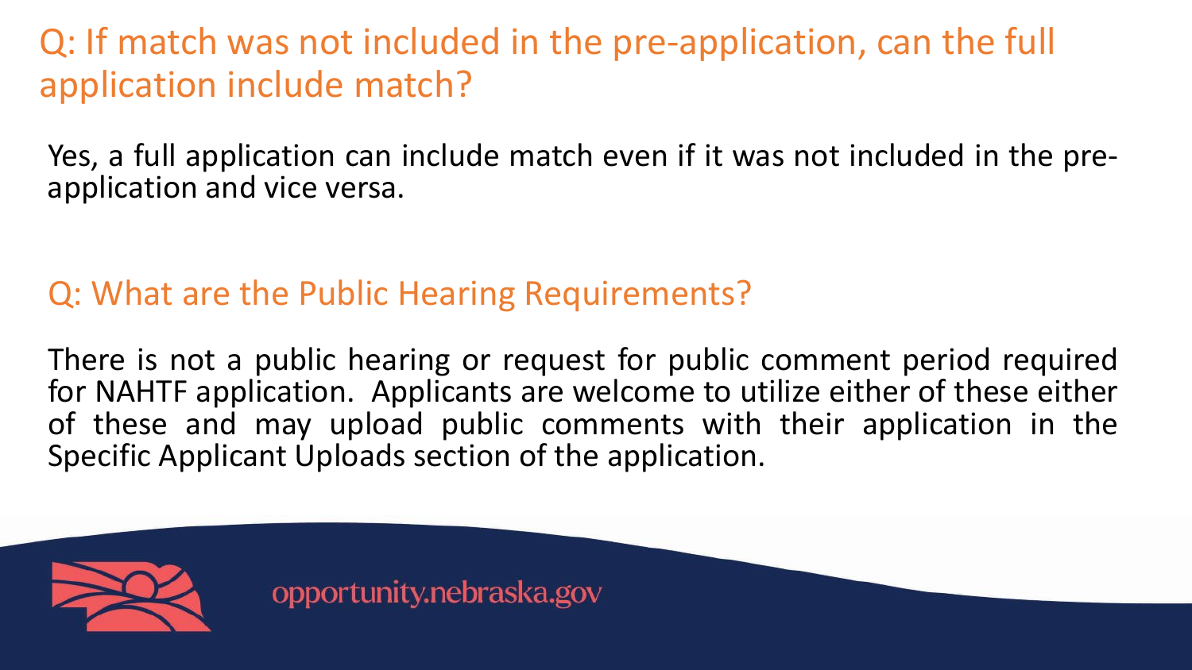## Q: If match was not included in the pre-application, can the full application include match?

Yes, a full application can include match even if it was not included in the pre-application and vice versa.

## Q: What are the Public Hearing Requirements?

There is not a public hearing or request for public comment period required for NAHTF application. Applicants are welcome to utilize either of these either of these and may upload public comments with their application in the Specific Applicant Uploads section of the application.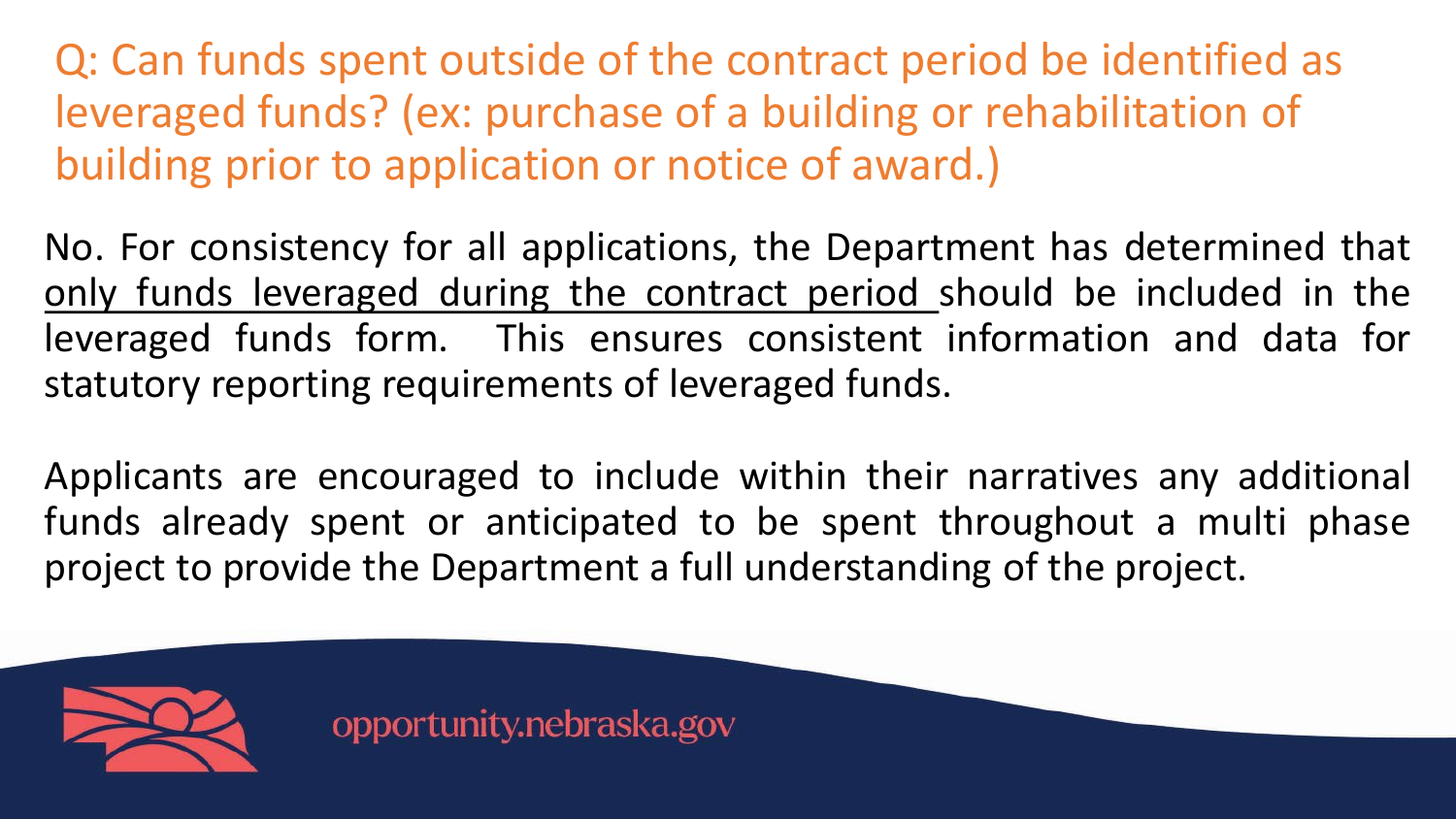## Q: Can funds spent outside of the contract period be identified as leveraged funds? (ex: purchase of a building or rehabilitation of building prior to application or notice of award.)

No. For consistency for all applications, the Department has determined that <u>only funds leveraged during the contract period</u> should be included in the leveraged funds form. This ensures consistent information and data for statutory reporting requirements of leveraged funds.

Applicants are encouraged to include within their narratives any additional funds already spent or anticipated to be spent throughout a multi phase project to provide the Department a full understanding of the project.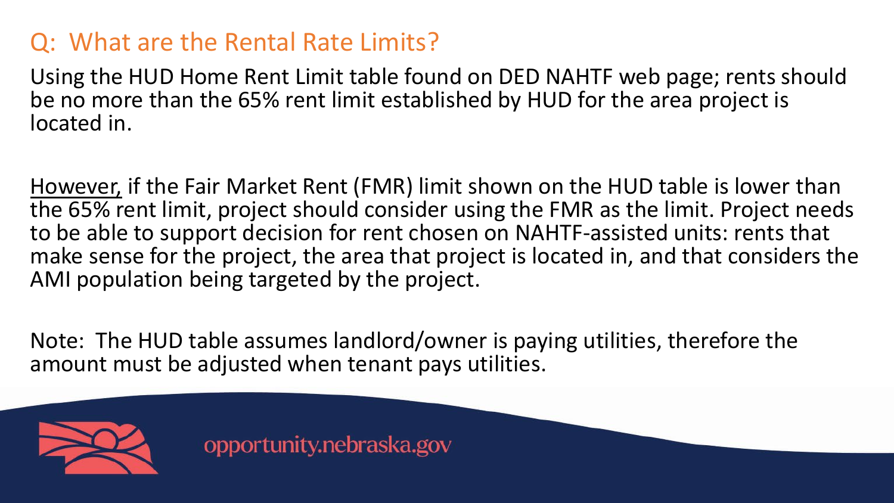## Q: What are the Rental Rate Limits?

Using the HUD Home Rent Limit table found on DED NAHTF web page; rents should be no more than the 65% rent limit established by HUD for the area project is located in.

<u>However,</u> if the Fair Market Rent (FMR) limit shown on the HUD table is lower than the 65% rent limit, project should consider using the FMR as the limit. Project needs to be able to support decision for rent chosen on NAHTF-assisted units: rents that make sense for the project, the area that project is located in, and that considers the AMI population being targeted by the project.

Note: The HUD table assumes landlord/owner is paying utilities, therefore the amount must be adjusted when tenant pays utilities.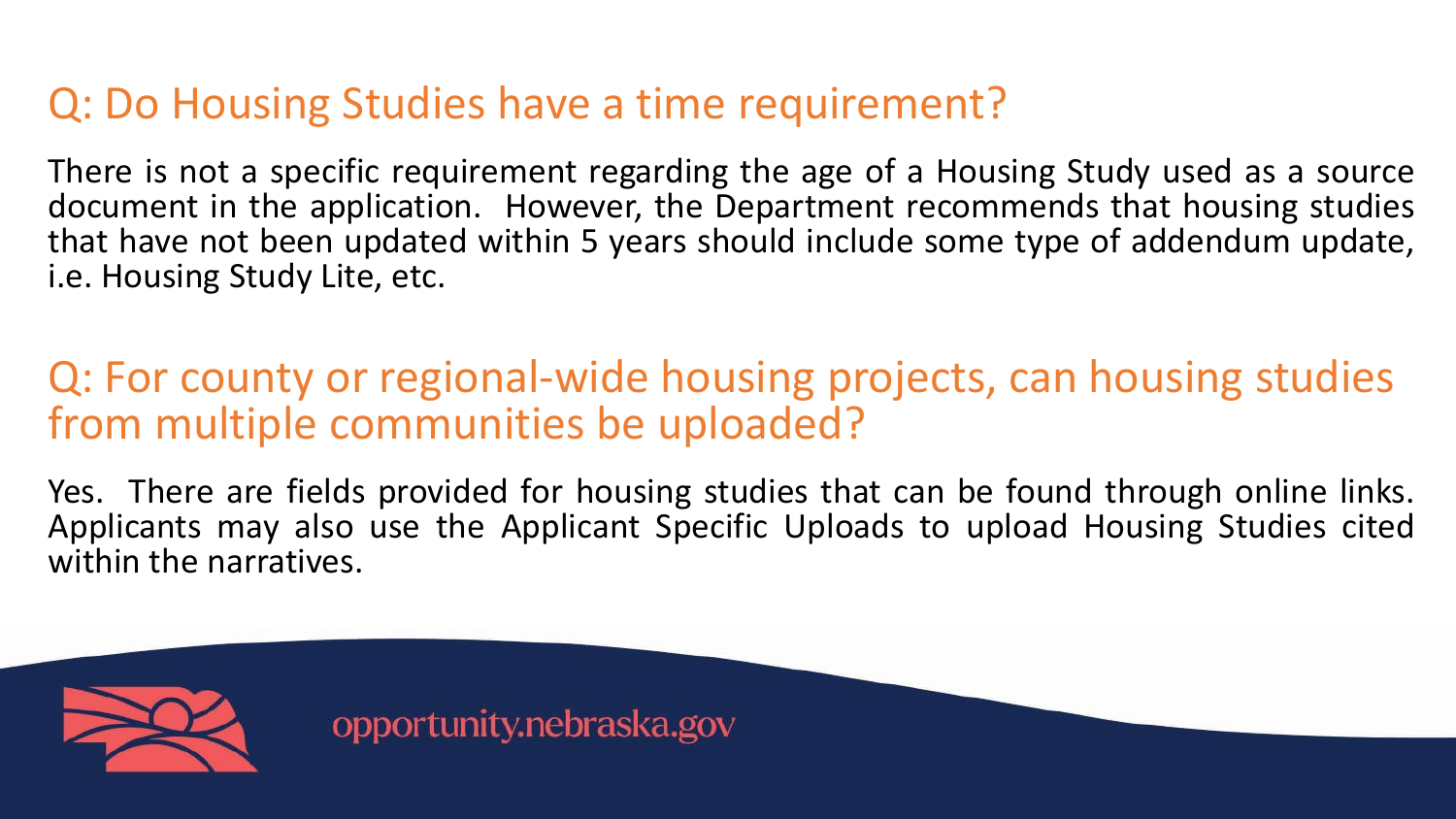## Q: Do Housing Studies have a time requirement?

There is not a specific requirement regarding the age of a Housing Study used as a source document in the application. However, the Department recommends that housing studies that have not been updated within 5 years should include some type of addendum update, i.e. Housing Study Lite, etc.

## Q: For county or regional-wide housing projects, can housing studies from multiple communities be uploaded?

Yes. There are fields provided for housing studies that can be found through online links. Applicants may also use the Applicant Specific Uploads to upload Housing Studies cited within the narratives.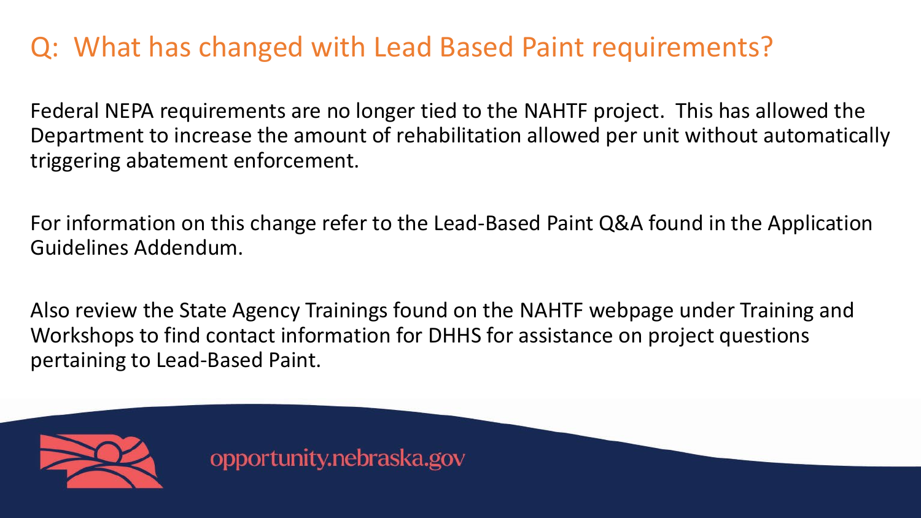# Q: What has changed with Lead Based Paint requirements?

Federal NEPA requirements are no longer tied to the NAHTF project. This has allowed the Department to increase the amount of rehabilitation allowed per unit without automatically triggering abatement enforcement.

For information on this change refer to the Lead-Based Paint Q&A found in the Application Guidelines Addendum.

Also review the State Agency Trainings found on the NAHTF webpage under Training and Workshops to find contact information for DHHS for assistance on project questions pertaining to Lead-Based Paint.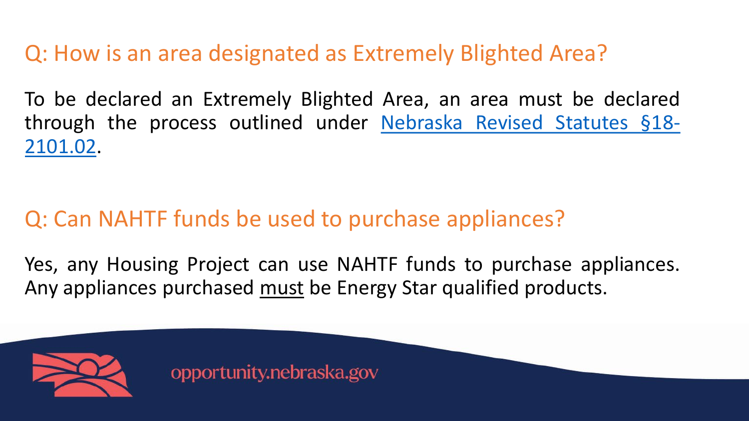## Q: How is an area designated as Extremely Blighted Area?

To be declared an Extremely Blighted Area, an area must be declared through the process outlined under Nebraska Revised Statutes §18-2101.02.

## Q: Can NAHTF funds be used to purchase appliances?

Yes, any Housing Project can use NAHTF funds to purchase appliances. Any appliances purchased <u>must</u> be Energy Star qualified products.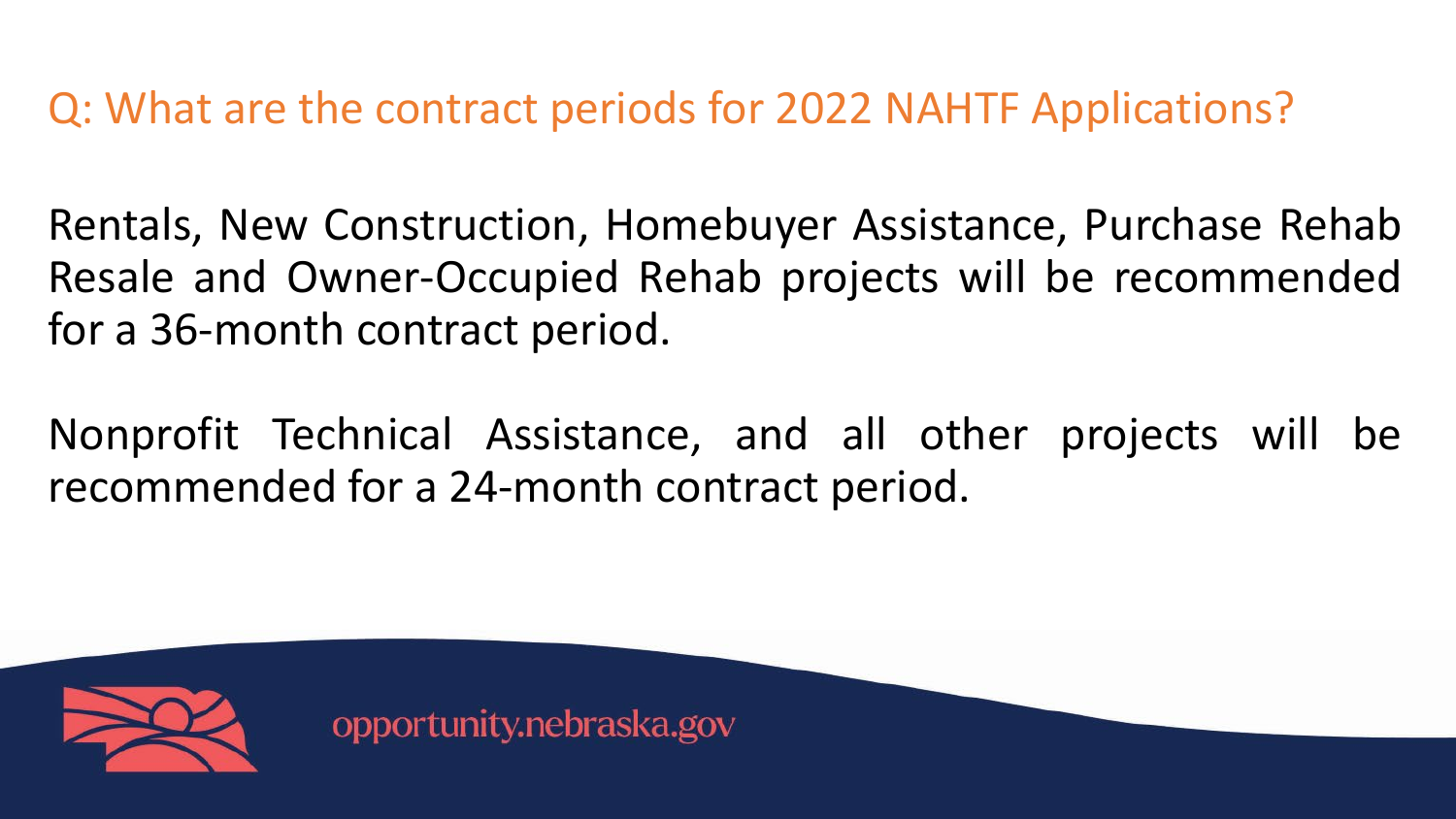## Q: What are the contract periods for 2022 NAHTF Applications?

Rentals, New Construction, Homebuyer Assistance, Purchase Rehab Resale and Owner-Occupied Rehab projects will be recommended for a 36-month contract period.

Nonprofit Technical Assistance, and all other projects will be recommended for a 24-month contract period.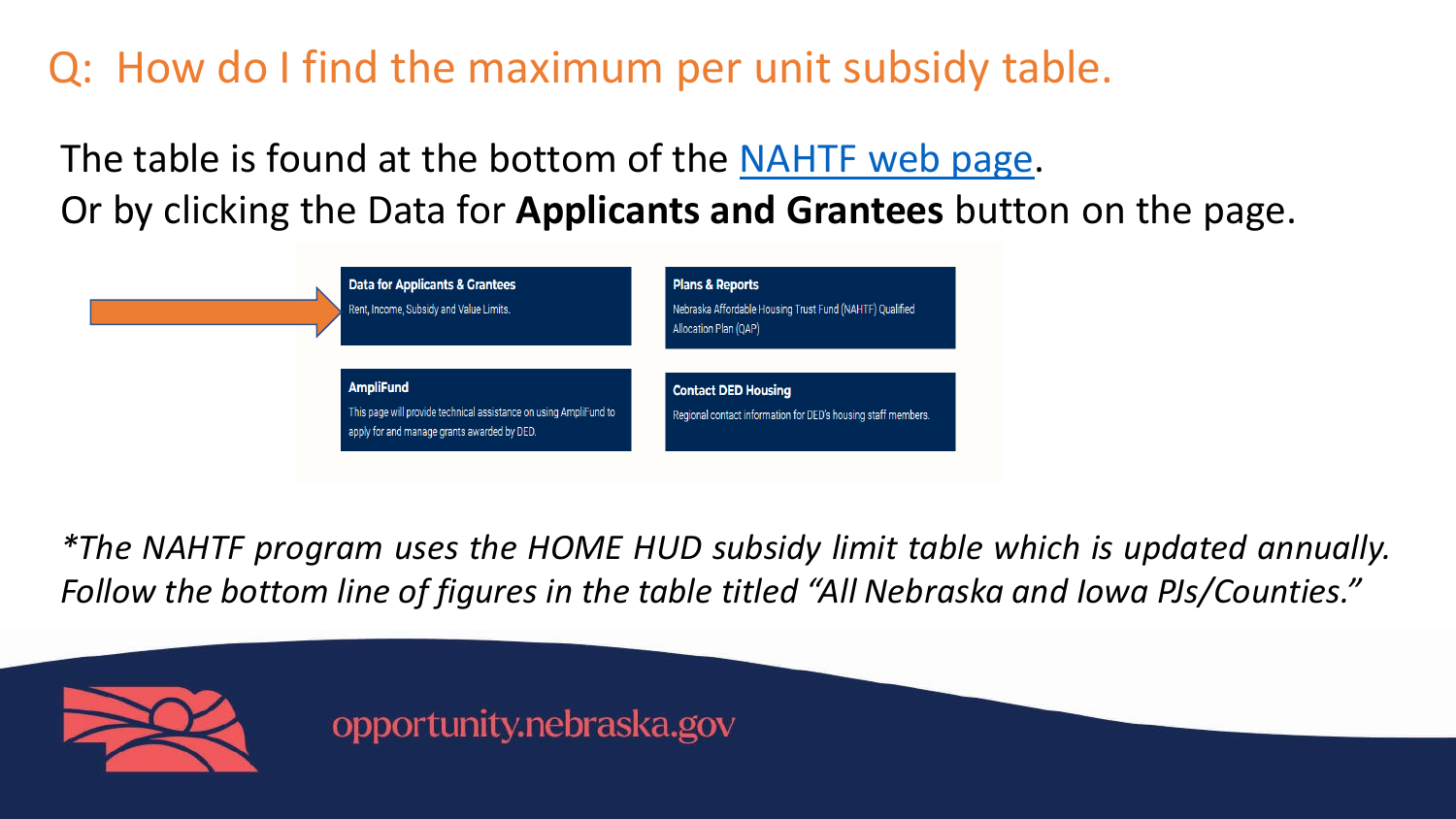# Q: How do I find the maximum per unit subsidy table.

The table is found at the bottom of the NAHTF web page.
Or by clicking the Data for **Applicants and Grantees** button on the page.

**Data for Applicants & Grantees**
Rent, Income, Subsidy and Value Limits.

**Plans & Reports**
Nebraska Affordable Housing Trust Fund (NAHTF) Qualified Allocation Plan (QAP)

**AmpliFund**
This page will provide technical assistance on using AmpliFund to apply for and manage grants awarded by DED.

**Contact DED Housing**
Regional contact information for DED's housing staff members.

*\*The NAHTF program uses the HOME HUD subsidy limit table which is updated annually. Follow the bottom line of figures in the table titled "All Nebraska and Iowa PJs/Counties."*

opportunity.nebraska.gov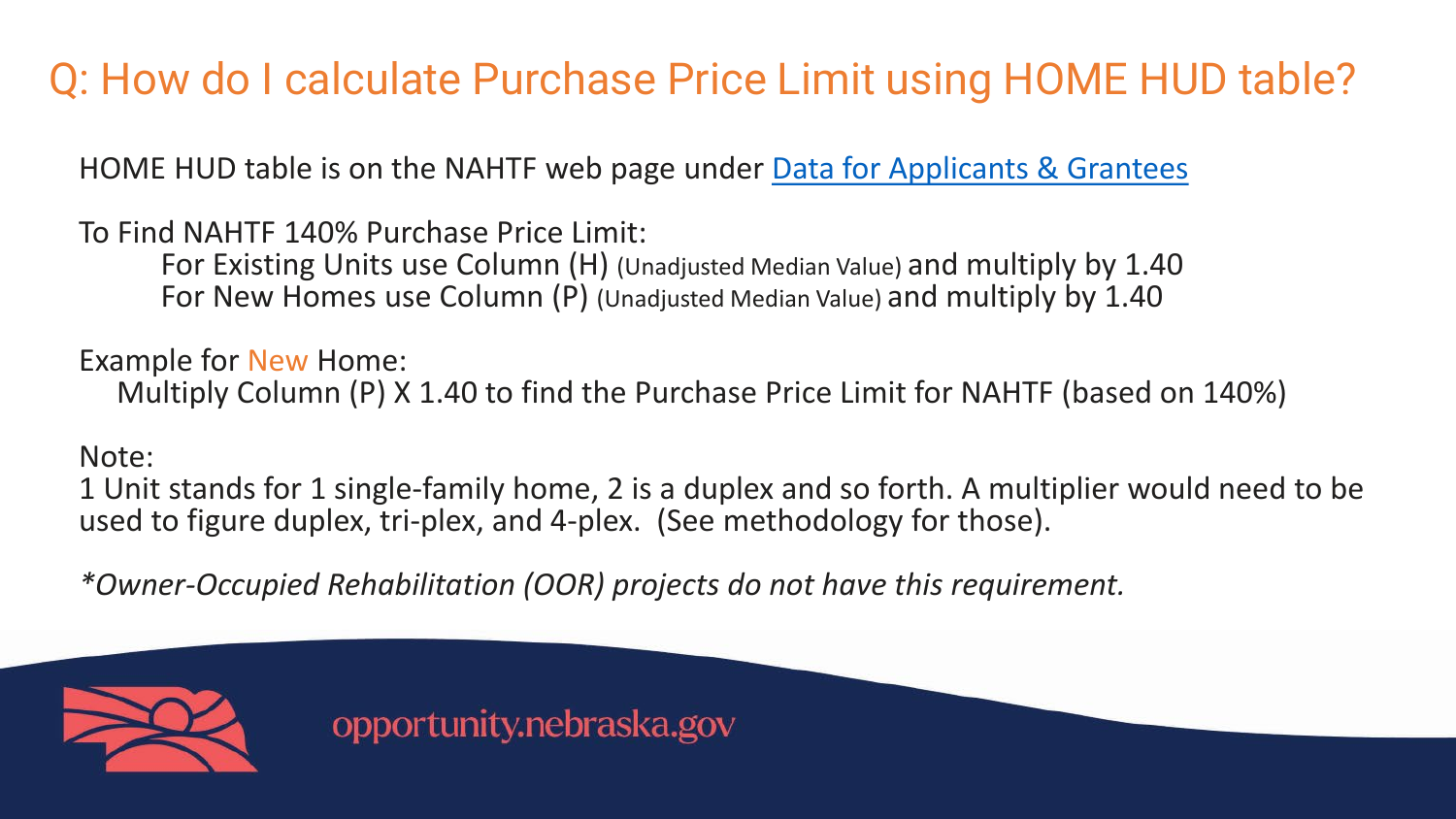# Q: How do I calculate Purchase Price Limit using HOME HUD table?

HOME HUD table is on the NAHTF web page under [Data for Applicants & Grantees]()

To Find NAHTF 140% Purchase Price Limit:

- For Existing Units use Column (H) (Unadjusted Median Value) and multiply by 1.40
- For New Homes use Column (P) (Unadjusted Median Value) and multiply by 1.40

Example for New Home:

Multiply Column (P) X 1.40 to find the Purchase Price Limit for NAHTF (based on 140%)

Note:

1 Unit stands for 1 single-family home, 2 is a duplex and so forth. A multiplier would need to be used to figure duplex, tri-plex, and 4-plex. (See methodology for those).

*\*Owner-Occupied Rehabilitation (OOR) projects do not have this requirement.*

opportunity.nebraska.gov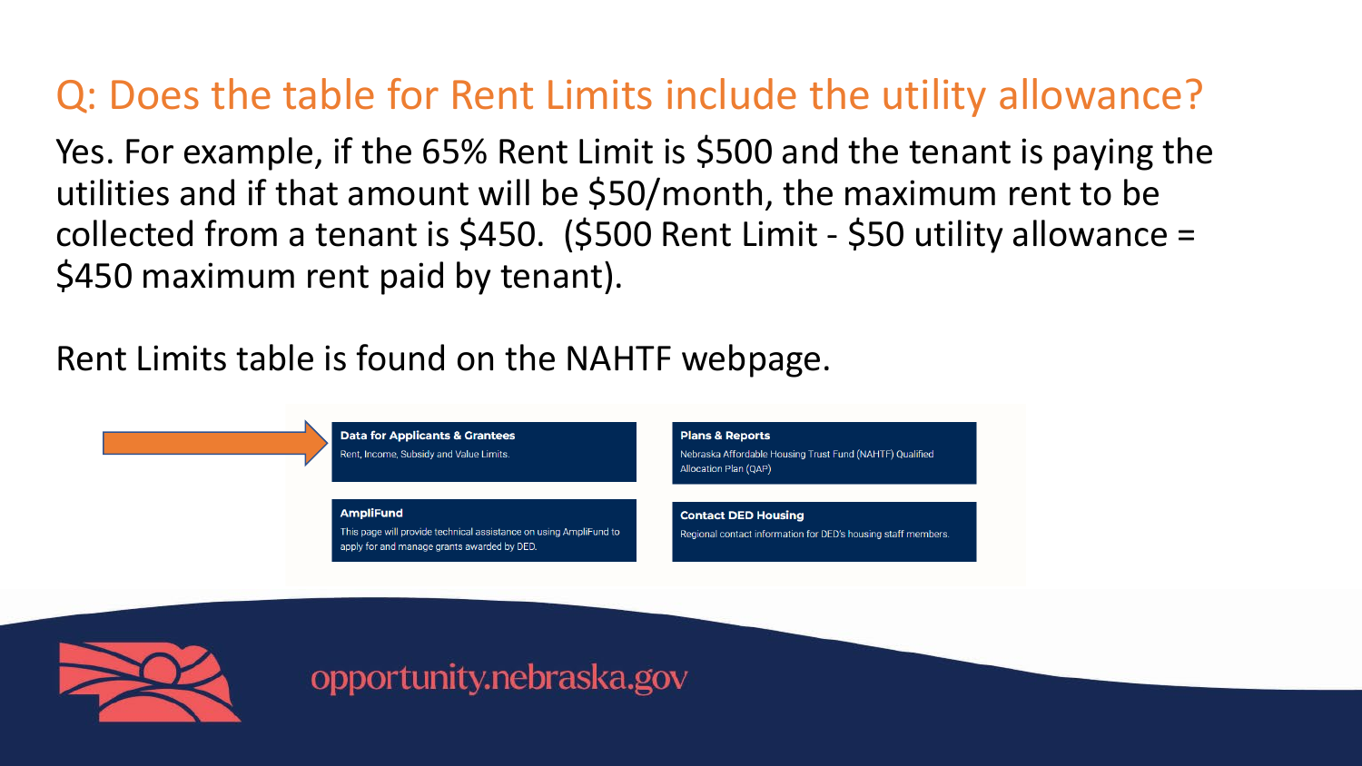## Q: Does the table for Rent Limits include the utility allowance?

Yes. For example, if the 65% Rent Limit is $500 and the tenant is paying the utilities and if that amount will be $50/month, the maximum rent to be collected from a tenant is $450. ($500 Rent Limit - $50 utility allowance = $450 maximum rent paid by tenant).

Rent Limits table is found on the NAHTF webpage.

**Data for Applicants & Grantees**
Rent, Income, Subsidy and Value Limits.

**Plans & Reports**
Nebraska Affordable Housing Trust Fund (NAHTF) Qualified Allocation Plan (QAP)

**AmpliFund**
This page will provide technical assistance on using AmpliFund to apply for and manage grants awarded by DED.

**Contact DED Housing**
Regional contact information for DED's housing staff members.

opportunity.nebraska.gov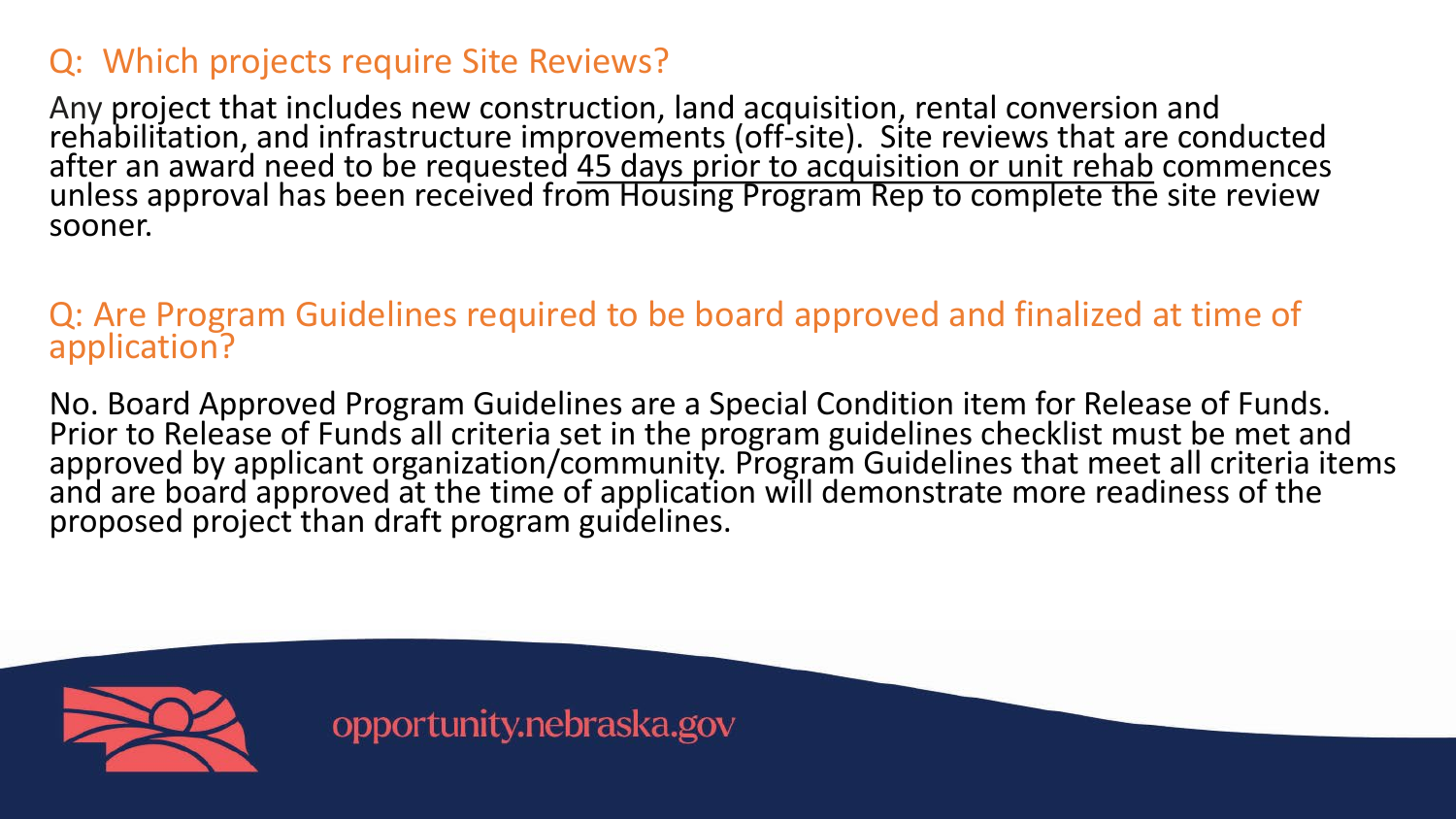## Q: Which projects require Site Reviews?

Any project that includes new construction, land acquisition, rental conversion and rehabilitation, and infrastructure improvements (off-site). Site reviews that are conducted after an award need to be requested <u>45 days prior to acquisition or unit rehab</u> commences unless approval has been received from Housing Program Rep to complete the site review sooner.

## Q: Are Program Guidelines required to be board approved and finalized at time of application?

No. Board Approved Program Guidelines are a Special Condition item for Release of Funds. Prior to Release of Funds all criteria set in the program guidelines checklist must be met and approved by applicant organization/community. Program Guidelines that meet all criteria items and are board approved at the time of application will demonstrate more readiness of the proposed project than draft program guidelines.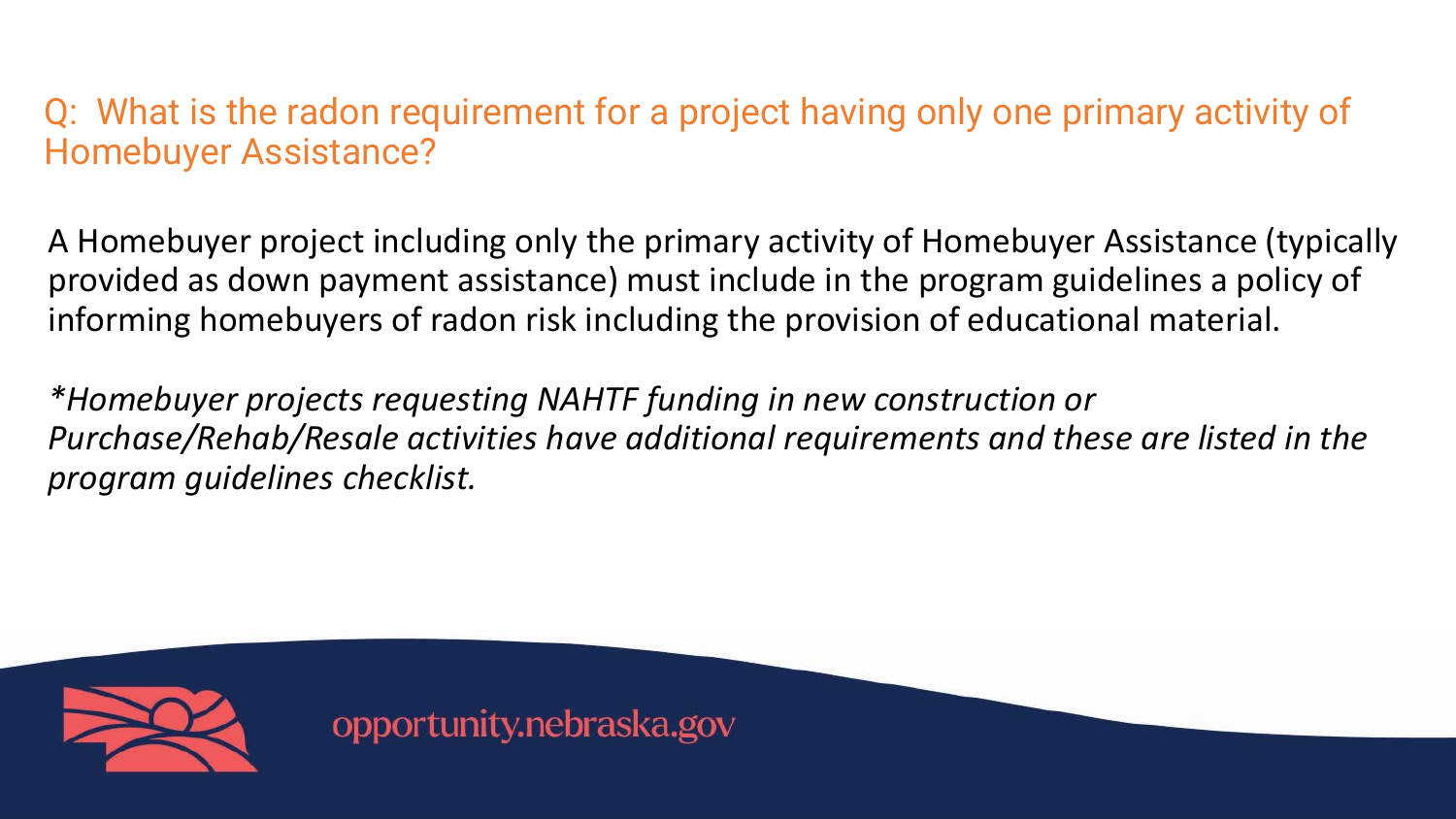## Q: What is the radon requirement for a project having only one primary activity of Homebuyer Assistance?

A Homebuyer project including only the primary activity of Homebuyer Assistance (typically provided as down payment assistance) must include in the program guidelines a policy of informing homebuyers of radon risk including the provision of educational material.

*\*Homebuyer projects requesting NAHTF funding in new construction or Purchase/Rehab/Resale activities have additional requirements and these are listed in the program guidelines checklist.*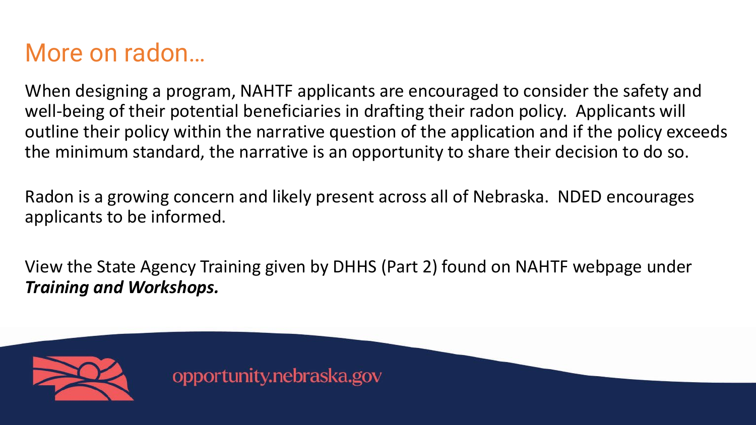# More on radon…

When designing a program, NAHTF applicants are encouraged to consider the safety and well-being of their potential beneficiaries in drafting their radon policy. Applicants will outline their policy within the narrative question of the application and if the policy exceeds the minimum standard, the narrative is an opportunity to share their decision to do so.

Radon is a growing concern and likely present across all of Nebraska. NDED encourages applicants to be informed.

View the State Agency Training given by DHHS (Part 2) found on NAHTF webpage under ***Training and Workshops.***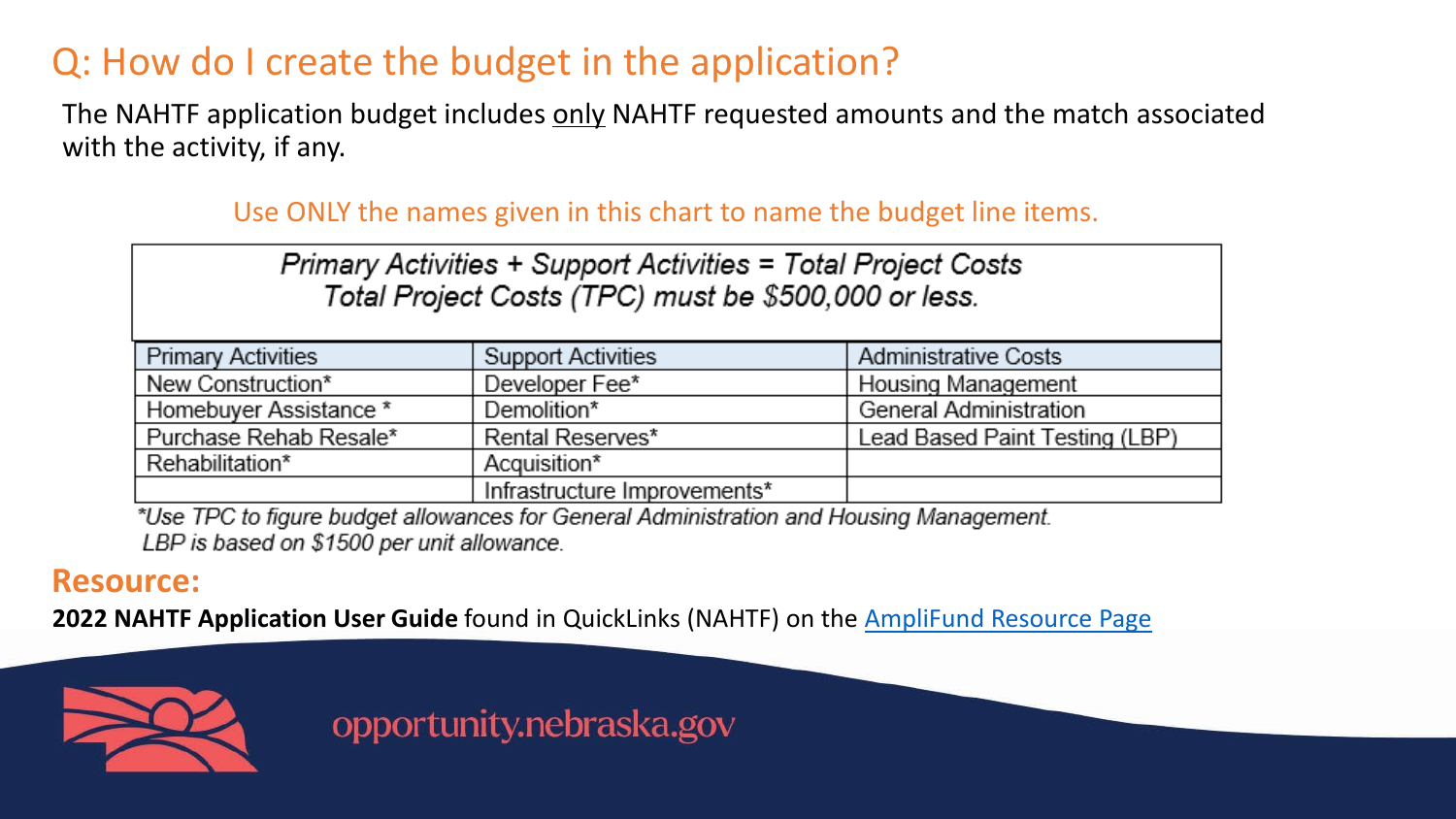# Q: How do I create the budget in the application?

The NAHTF application budget includes only NAHTF requested amounts and the match associated with the activity, if any.

Use ONLY the names given in this chart to name the budget line items.

*Primary Activities + Support Activities = Total Project Costs*
*Total Project Costs (TPC) must be $500,000 or less.*

| Primary Activities | Support Activities | Administrative Costs |
|---|---|---|
| New Construction* | Developer Fee* | Housing Management |
| Homebuyer Assistance * | Demolition* | General Administration |
| Purchase Rehab Resale* | Rental Reserves* | Lead Based Paint Testing (LBP) |
| Rehabilitation* | Acquisition* | |
| | Infrastructure Improvements* | |

*\*Use TPC to figure budget allowances for General Administration and Housing Management. LBP is based on $1500 per unit allowance.*

## Resource:

**2022 NAHTF Application User Guide** found in QuickLinks (NAHTF) on the AmpliFund Resource Page

opportunity.nebraska.gov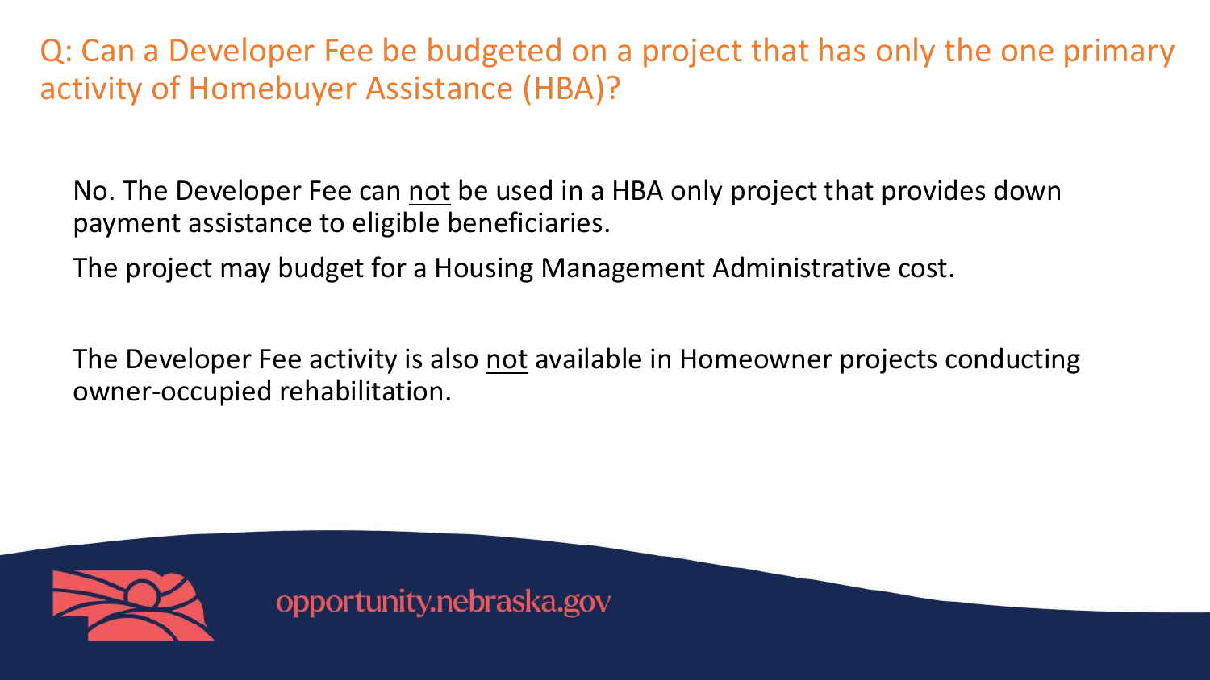## Q: Can a Developer Fee be budgeted on a project that has only the one primary activity of Homebuyer Assistance (HBA)?

No. The Developer Fee can <u>not</u> be used in a HBA only project that provides down payment assistance to eligible beneficiaries.

The project may budget for a Housing Management Administrative cost.

The Developer Fee activity is also <u>not</u> available in Homeowner projects conducting owner-occupied rehabilitation.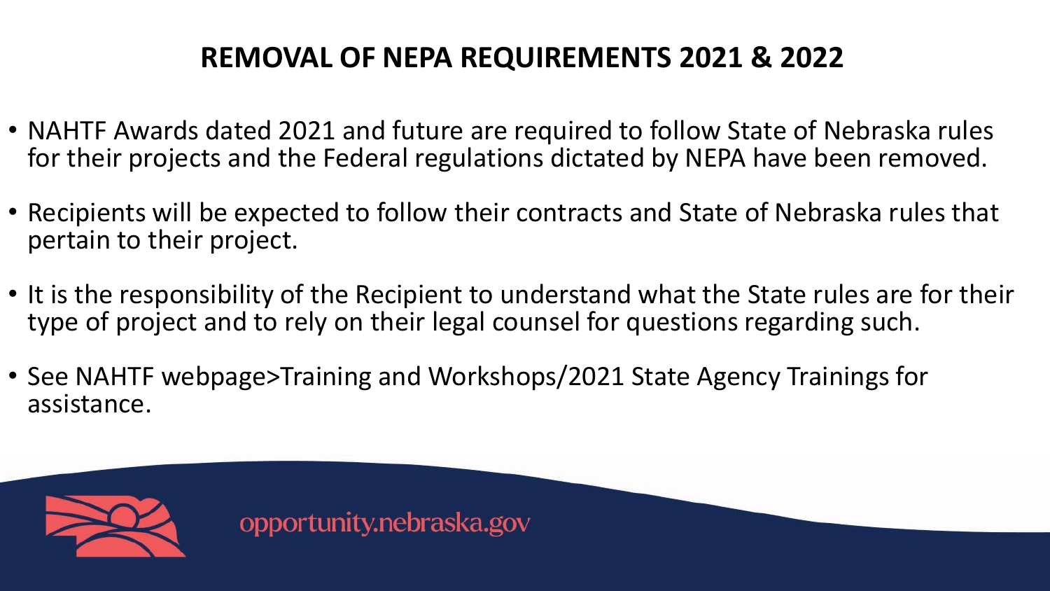# REMOVAL OF NEPA REQUIREMENTS 2021 & 2022

- NAHTF Awards dated 2021 and future are required to follow State of Nebraska rules for their projects and the Federal regulations dictated by NEPA have been removed.
- Recipients will be expected to follow their contracts and State of Nebraska rules that pertain to their project.
- It is the responsibility of the Recipient to understand what the State rules are for their type of project and to rely on their legal counsel for questions regarding such.
- See NAHTF webpage>Training and Workshops/2021 State Agency Trainings for assistance.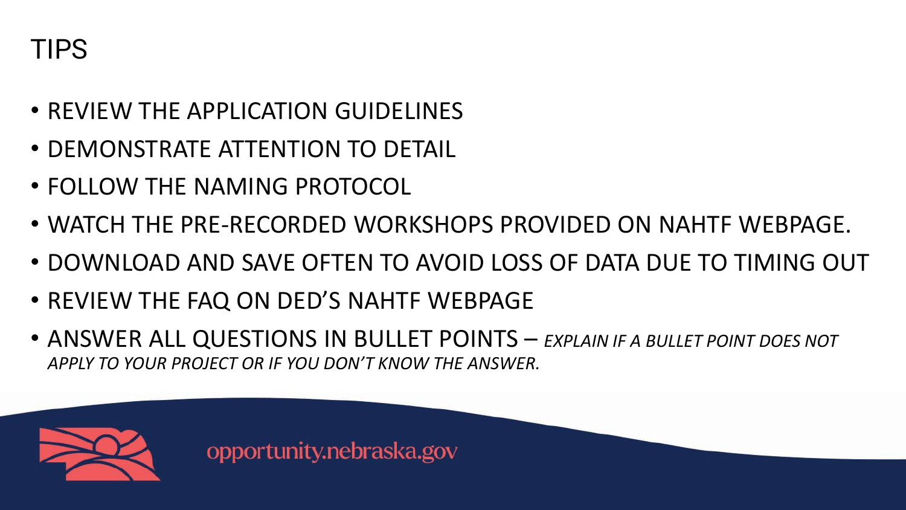# TIPS

- REVIEW THE APPLICATION GUIDELINES
- DEMONSTRATE ATTENTION TO DETAIL
- FOLLOW THE NAMING PROTOCOL
- WATCH THE PRE-RECORDED WORKSHOPS PROVIDED ON NAHTF WEBPAGE.
- DOWNLOAD AND SAVE OFTEN TO AVOID LOSS OF DATA DUE TO TIMING OUT
- REVIEW THE FAQ ON DED'S NAHTF WEBPAGE
- ANSWER ALL QUESTIONS IN BULLET POINTS – *EXPLAIN IF A BULLET POINT DOES NOT APPLY TO YOUR PROJECT OR IF YOU DON'T KNOW THE ANSWER.*

opportunity.nebraska.gov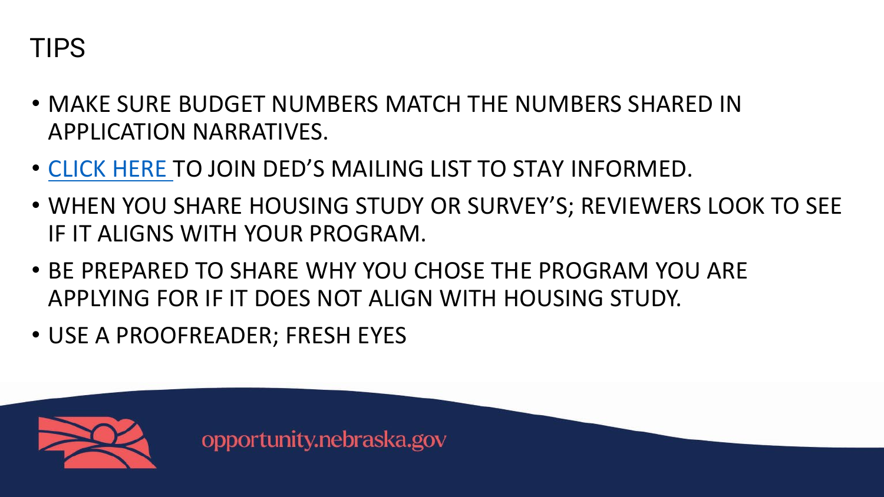# TIPS

- MAKE SURE BUDGET NUMBERS MATCH THE NUMBERS SHARED IN APPLICATION NARRATIVES.
- CLICK HERE TO JOIN DED'S MAILING LIST TO STAY INFORMED.
- WHEN YOU SHARE HOUSING STUDY OR SURVEY'S; REVIEWERS LOOK TO SEE IF IT ALIGNS WITH YOUR PROGRAM.
- BE PREPARED TO SHARE WHY YOU CHOSE THE PROGRAM YOU ARE APPLYING FOR IF IT DOES NOT ALIGN WITH HOUSING STUDY.
- USE A PROOFREADER; FRESH EYES

opportunity.nebraska.gov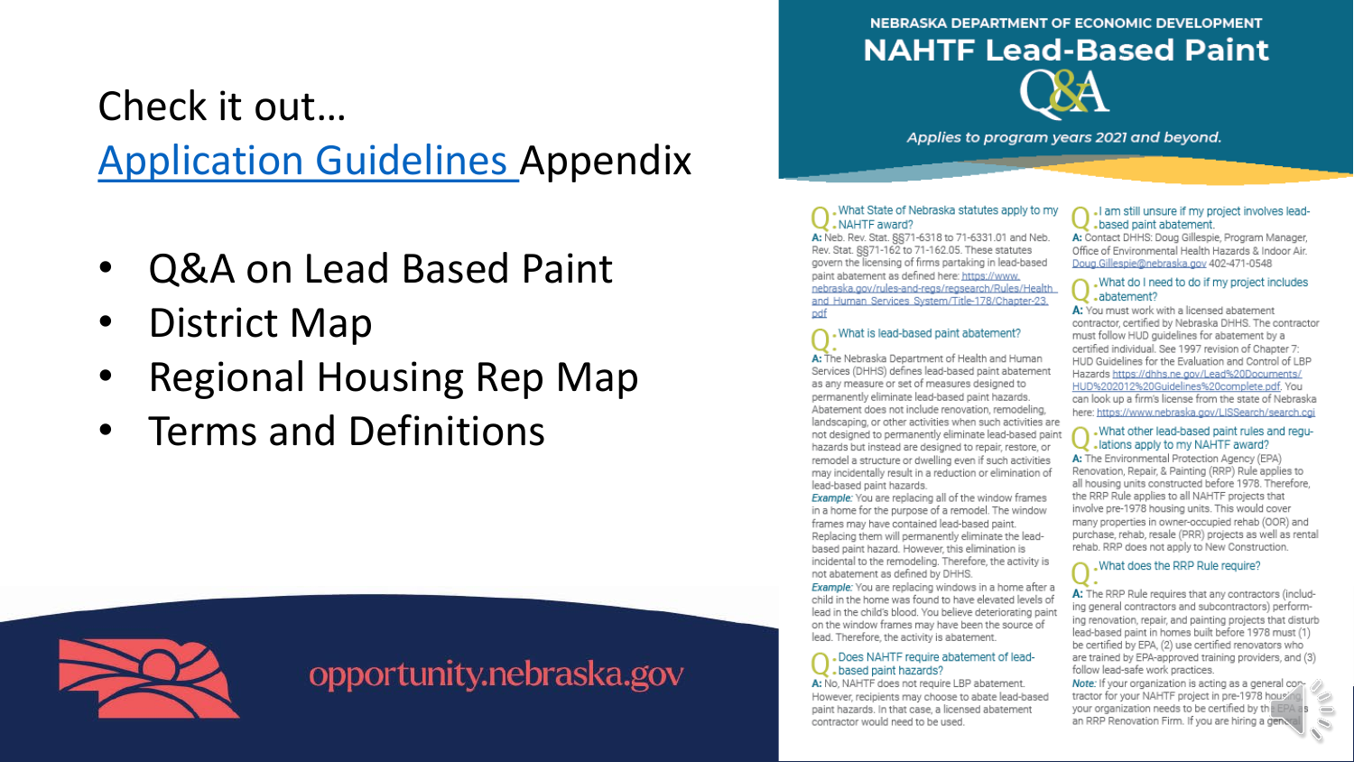Check it out…

Application Guidelines Appendix

- Q&A on Lead Based Paint
- District Map
- Regional Housing Rep Map
- Terms and Definitions

opportunity.nebraska.gov

NEBRASKA DEPARTMENT OF ECONOMIC DEVELOPMENT

# NAHTF Lead-Based Paint Q&A

*Applies to program years 2021 and beyond.*

**Q: What State of Nebraska statutes apply to my NAHTF award?**

**A:** Neb. Rev. Stat. §§71-6318 to 71-6331.01 and Neb. Rev. Stat. §§71-162 to 71-162.05. These statutes govern the licensing of firms partaking in lead-based paint abatement as defined here: https://www.nebraska.gov/rules-and-regs/regsearch/Rules/Health_and_Human_Services_System/Title-178/Chapter-23.pdf

**Q: What is lead-based paint abatement?**

**A:** The Nebraska Department of Health and Human Services (DHHS) defines lead-based paint abatement as any measure or set of measures designed to permanently eliminate lead-based paint hazards. Abatement does not include renovation, remodeling, landscaping, or other activities when such activities are not designed to permanently eliminate lead-based paint hazards but instead are designed to repair, restore, or remodel a structure or dwelling even if such activities may incidentally result in a reduction or elimination of lead-based paint hazards.

*Example:* You are replacing all of the window frames in a home for the purpose of a remodel. The window frames may have contained lead-based paint. Replacing them will permanently eliminate the lead-based paint hazard. However, this elimination is incidental to the remodeling. Therefore, the activity is not abatement as defined by DHHS.

*Example:* You are replacing windows in a home after a child in the home was found to have elevated levels of lead in the child's blood. You believe deteriorating paint on the window frames may have been the source of lead. Therefore, the activity is abatement.

**Q: Does NAHTF require abatement of lead-based paint hazards?**

**A:** No, NAHTF does not require LBP abatement. However, recipients may choose to abate lead-based paint hazards. In that case, a licensed abatement contractor would need to be used.

**Q: I am still unsure if my project involves lead-based paint abatement.**

**A:** Contact DHHS: Doug Gillespie, Program Manager, Office of Environmental Health Hazards & Indoor Air. Doug.Gillespie@nebraska.gov 402-471-0548

**Q: What do I need to do if my project includes abatement?**

**A:** You must work with a licensed abatement contractor, certified by Nebraska DHHS. The contractor must follow HUD guidelines for abatement by a certified individual. See 1997 revision of Chapter 7: HUD Guidelines for the Evaluation and Control of LBP Hazards https://dhhs.ne.gov/Lead%20Documents/HUD%202012%20Guidelines%20complete.pdf. You can look up a firm's license from the state of Nebraska here: https://www.nebraska.gov/LISSearch/search.cgi

**Q: What other lead-based paint rules and regulations apply to my NAHTF award?**

**A:** The Environmental Protection Agency (EPA) Renovation, Repair, & Painting (RRP) Rule applies to all housing units constructed before 1978. Therefore, the RRP Rule applies to all NAHTF projects that involve pre-1978 housing units. This would cover many properties in owner-occupied rehab (OOR) and purchase, rehab, resale (PRR) projects as well as rental rehab. RRP does not apply to New Construction.

**Q: What does the RRP Rule require?**

**A:** The RRP Rule requires that any contractors (including general contractors and subcontractors) performing renovation, repair, and painting projects that disturb lead-based paint in homes built before 1978 must (1) be certified by EPA, (2) use certified renovators who are trained by EPA-approved training providers, and (3) follow lead-safe work practices.

*Note:* If your organization is acting as a general contractor for your NAHTF project in pre-1978 housing, your organization needs to be certified by the EPA as an RRP Renovation Firm. If you are hiring a general